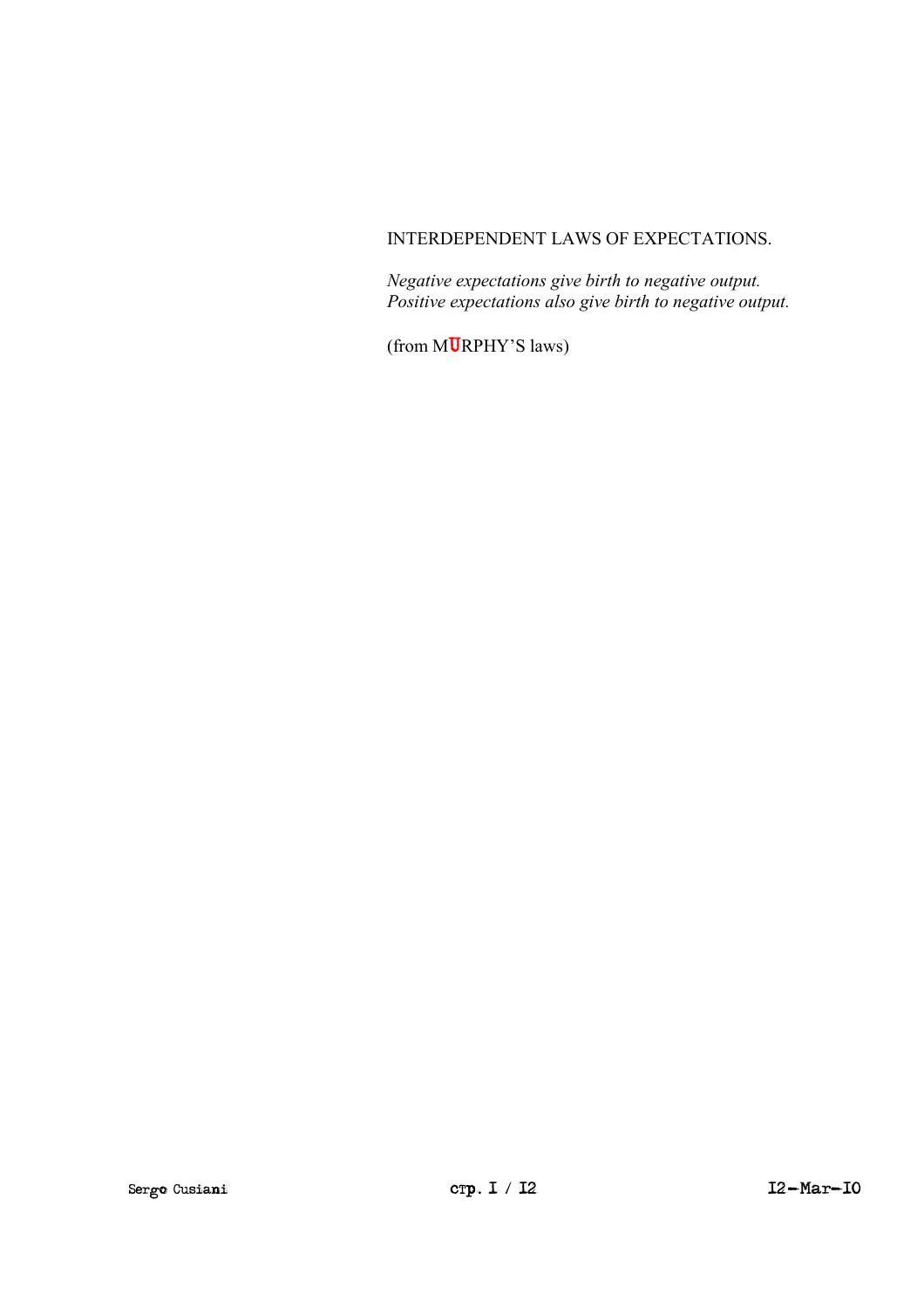INTERDEPENDENT LAWS OF EXPECTATIONS.

*Negative expectations give birth to negative output.*
*Positive expectations also give birth to negative output.*

(from MURPHY'S laws)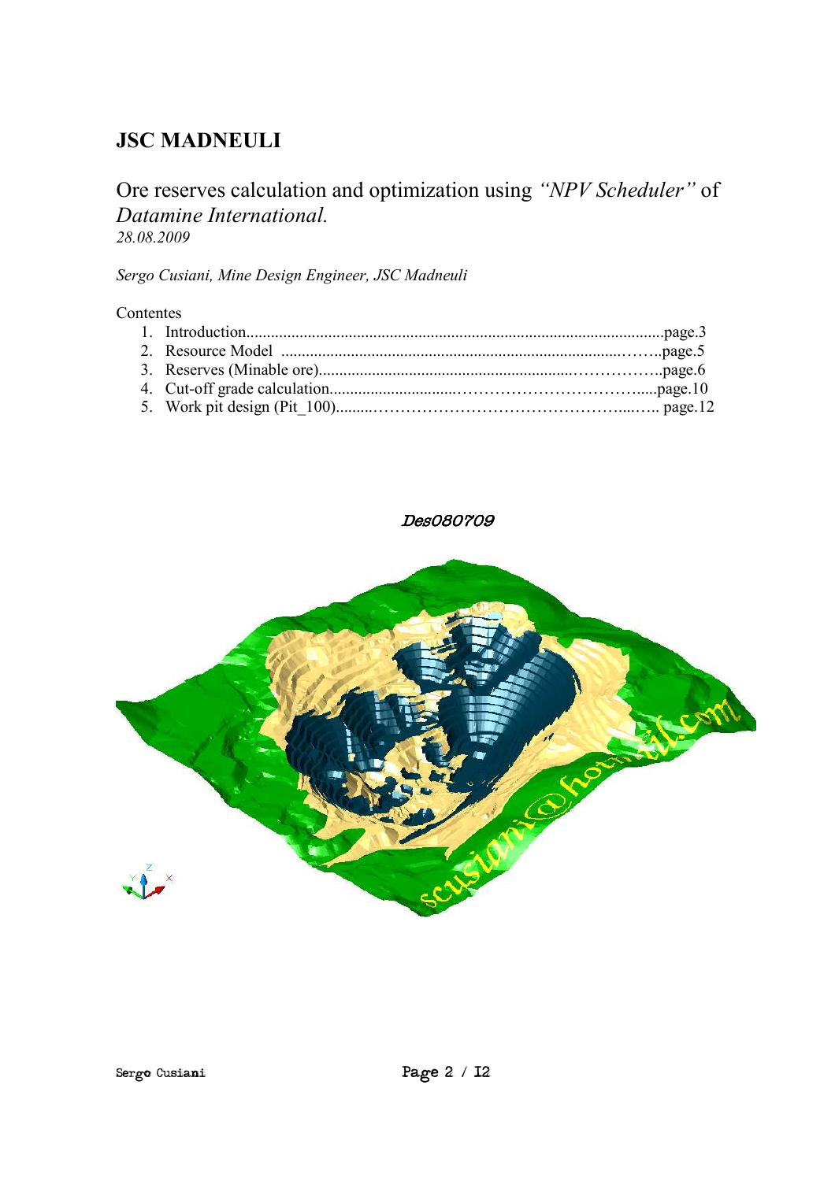## JSC MADNEULI

Ore reserves calculation and optimization using *"NPV Scheduler"* of *Datamine International.*
*28.08.2009*

*Sergo Cusiani, Mine Design Engineer, JSC Madneuli*

Contentes

1. Introduction......................................................................................................page.3
2. Resource Model .............................................................................................page.5
3. Reserves (Minable ore)...................................................................................page.6
4. Cut-off grade calculation..................................................................................page.10
5. Work pit design (Pit_100)..................................................................................page.12

Des080709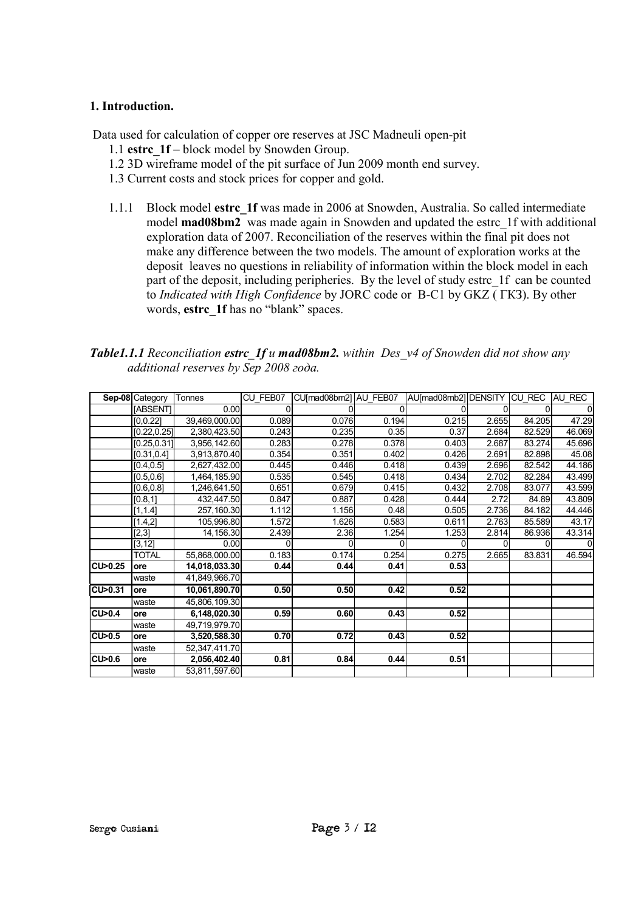## 1. Introduction.

Data used for calculation of copper ore reserves at JSC Madneuli open-pit

1.1 **estrc_1f** – block model by Snowden Group.
1.2 3D wireframe model of the pit surface of Jun 2009 month end survey.
1.3 Current costs and stock prices for copper and gold.

1.1.1 Block model **estrc_1f** was made in 2006 at Snowden, Australia. So called intermediate model **mad08bm2** was made again in Snowden and updated the estrc_1f with additional exploration data of 2007. Reconciliation of the reserves within the final pit does not make any difference between the two models. The amount of exploration works at the deposit leaves no questions in reliability of information within the block model in each part of the deposit, including peripheries. By the level of study estrc_1f can be counted to *Indicated with High Confidence* by JORC code or B-C1 by GKZ ( ГКЗ). By other words, **estrc_1f** has no "blank" spaces.

***Table1.1.1*** *Reconciliation **estrc_1f** и **mad08bm2.** within Des_v4 of Snowden did not show any additional reserves by Sep 2008 года.*

| **Sep-08** | Category | Tonnes | CU_FEB07 | CU[mad08bm2] | AU_FEB07 | AU[mad08mb2] | DENSITY | CU_REC | AU_REC |
|---|---|---|---|---|---|---|---|---|---|
| | [ABSENT] | 0.00 | 0 | 0 | 0 | 0 | 0 | 0 | 0 |
| | [0,0.22] | 39,469,000.00 | 0.089 | 0.076 | 0.194 | 0.215 | 2.655 | 84.205 | 47.29 |
| | [0.22,0.25] | 2,380,423.50 | 0.243 | 0.235 | 0.35 | 0.37 | 2.684 | 82.529 | 46.069 |
| | [0.25,0.31] | 3,956,142.60 | 0.283 | 0.278 | 0.378 | 0.403 | 2.687 | 83.274 | 45.696 |
| | [0.31,0.4] | 3,913,870.40 | 0.354 | 0.351 | 0.402 | 0.426 | 2.691 | 82.898 | 45.08 |
| | [0.4,0.5] | 2,627,432.00 | 0.445 | 0.446 | 0.418 | 0.439 | 2.696 | 82.542 | 44.186 |
| | [0.5,0.6] | 1,464,185.90 | 0.535 | 0.545 | 0.418 | 0.434 | 2.702 | 82.284 | 43.499 |
| | [0.6,0.8] | 1,246,641.50 | 0.651 | 0.679 | 0.415 | 0.432 | 2.708 | 83.077 | 43.599 |
| | [0.8,1] | 432,447.50 | 0.847 | 0.887 | 0.428 | 0.444 | 2.72 | 84.89 | 43.809 |
| | [1,1.4] | 257,160.30 | 1.112 | 1.156 | 0.48 | 0.505 | 2.736 | 84.182 | 44.446 |
| | [1.4,2] | 105,996.80 | 1.572 | 1.626 | 0.583 | 0.611 | 2.763 | 85.589 | 43.17 |
| | [2,3] | 14,156.30 | 2.439 | 2.36 | 1.254 | 1.253 | 2.814 | 86.936 | 43.314 |
| | [3,12] | 0.00 | 0 | 0 | 0 | 0 | 0 | 0 | 0 |
| | TOTAL | 55,868,000.00 | 0.183 | 0.174 | 0.254 | 0.275 | 2.665 | 83.831 | 46.594 |
| **CU>0.25** | **ore** | **14,018,033.30** | **0.44** | **0.44** | **0.41** | **0.53** | | | |
| | waste | 41,849,966.70 | | | | | | | |
| **CU>0.31** | **ore** | **10,061,890.70** | **0.50** | **0.50** | **0.42** | **0.52** | | | |
| | waste | 45,806,109.30 | | | | | | | |
| **CU>0.4** | **ore** | **6,148,020.30** | **0.59** | **0.60** | **0.43** | **0.52** | | | |
| | waste | 49,719,979.70 | | | | | | | |
| **CU>0.5** | **ore** | **3,520,588.30** | **0.70** | **0.72** | **0.43** | **0.52** | | | |
| | waste | 52,347,411.70 | | | | | | | |
| **CU>0.6** | **ore** | **2,056,402.40** | **0.81** | **0.84** | **0.44** | **0.51** | | | |
| | waste | 53,811,597.60 | | | | | | | |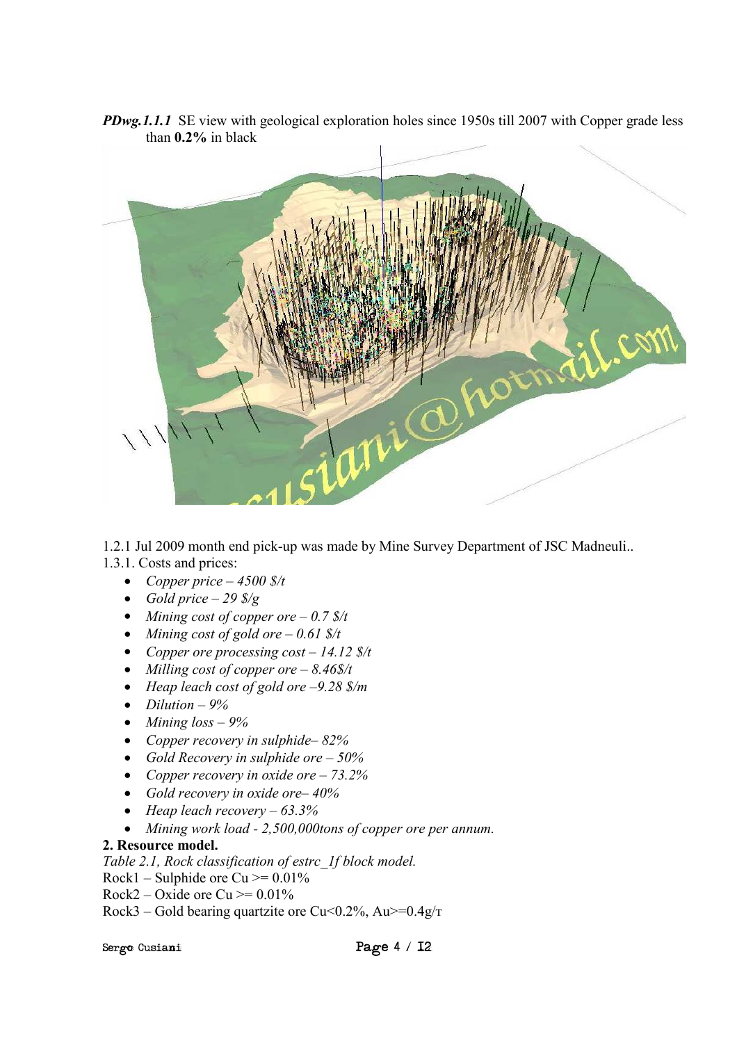*PDwg.1.1.1* SE view with geological exploration holes since 1950s till 2007 with Copper grade less than **0.2%** in black

1.2.1 Jul 2009 month end pick-up was made by Mine Survey Department of JSC Madneuli..

1.3.1. Costs and prices:

- *Copper price – 4500 $/t*
- *Gold price – 29 $/g*
- *Mining cost of copper ore – 0.7 $/t*
- *Mining cost of gold ore – 0.61 $/t*
- *Copper ore processing cost – 14.12 $/t*
- *Milling cost of copper ore – 8.46$/t*
- *Heap leach cost of gold ore –9.28 $/m*
- *Dilution – 9%*
- *Mining loss – 9%*
- *Copper recovery in sulphide– 82%*
- *Gold Recovery in sulphide ore – 50%*
- *Copper recovery in oxide ore – 73.2%*
- *Gold recovery in oxide ore– 40%*
- *Heap leach recovery – 63.3%*
- *Mining work load - 2,500,000tons of copper ore per annum.*

## 2. Resource model.

*Table 2.1, Rock classification of estrc_1f block model.*

Rock1 – Sulphide ore Cu >= 0.01%

Rock2 – Oxide ore Cu >= 0.01%

Rock3 – Gold bearing quartzite ore Cu<0.2%, Au>=0.4g/т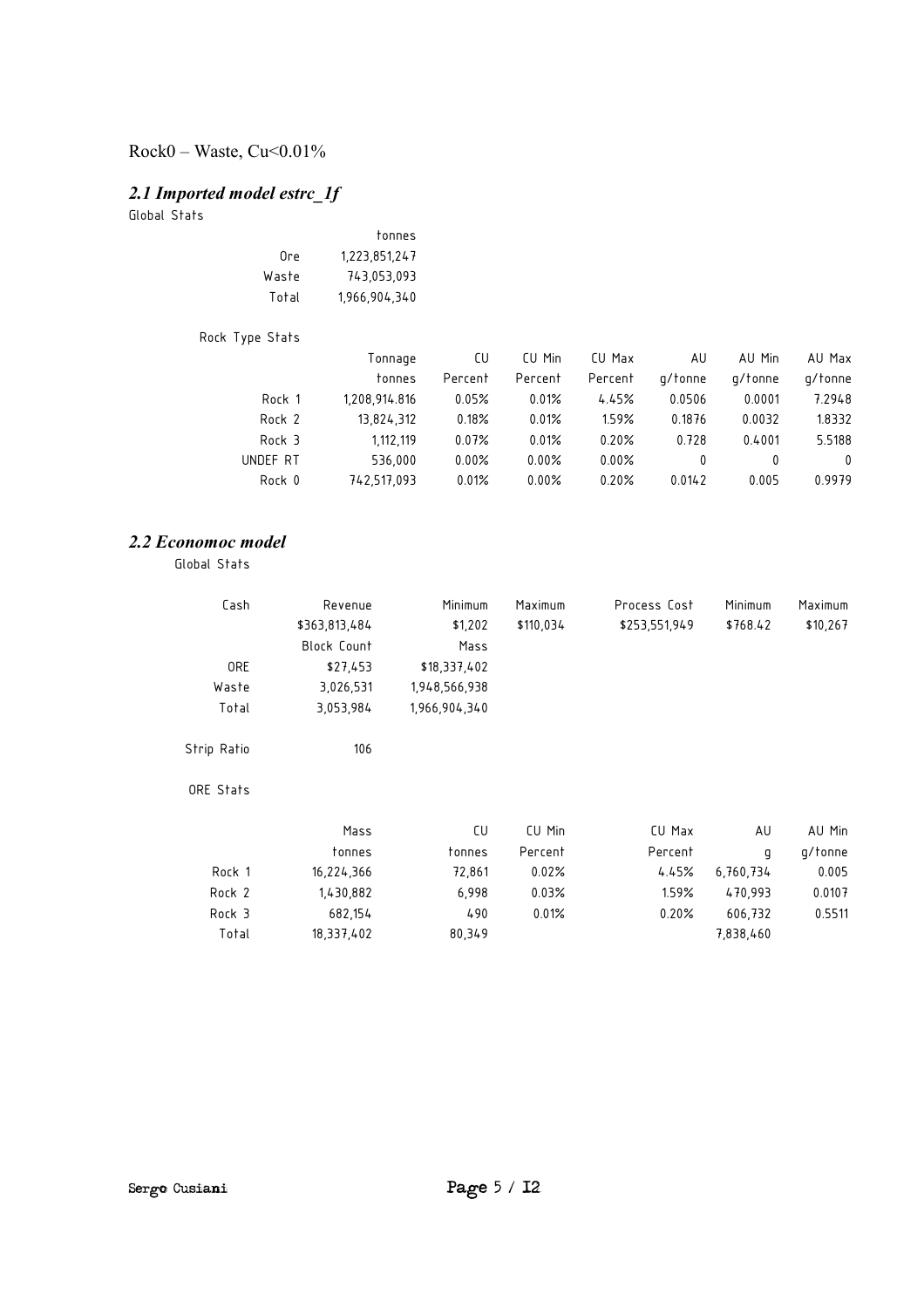Rock0 – Waste, Cu<0.01%

## *2.1 Imported model estrc_1f*

Global Stats

| | tonnes |
|---|---|
| Ore | 1,223,851,247 |
| Waste | 743,053,093 |
| Total | 1,966,904,340 |

Rock Type Stats

| | Tonnage | CU | CU Min | CU Max | AU | AU Min | AU Max |
|---|---|---|---|---|---|---|---|
| | tonnes | Percent | Percent | Percent | g/tonne | g/tonne | g/tonne |
| Rock 1 | 1,208,914.816 | 0.05% | 0.01% | 4.45% | 0.0506 | 0.0001 | 7.2948 |
| Rock 2 | 13,824,312 | 0.18% | 0.01% | 1.59% | 0.1876 | 0.0032 | 1.8332 |
| Rock 3 | 1,112,119 | 0.07% | 0.01% | 0.20% | 0.728 | 0.4001 | 5.5188 |
| UNDEF RT | 536,000 | 0.00% | 0.00% | 0.00% | 0 | 0 | 0 |
| Rock 0 | 742,517,093 | 0.01% | 0.00% | 0.20% | 0.0142 | 0.005 | 0.9979 |

## *2.2 Economoc model*

Global Stats

| Cash | Revenue | Minimum | Maximum | Process Cost | Minimum | Maximum |
|---|---|---|---|---|---|---|
| | $363,813,484 | $1,202 | $110,034 | $253,551,949 | $768.42 | $10,267 |
| | Block Count | Mass | | | | |
| ORE | $27,453 | $18,337,402 | | | | |
| Waste | 3,026,531 | 1,948,566,938 | | | | |
| Total | 3,053,984 | 1,966,904,340 | | | | |
| | | | | | | |
| Strip Ratio | 106 | | | | | |

ORE Stats

| | Mass | CU | CU Min | CU Max | AU | AU Min |
|---|---|---|---|---|---|---|
| | tonnes | tonnes | Percent | Percent | g | g/tonne |
| Rock 1 | 16,224,366 | 72,861 | 0.02% | 4.45% | 6,760,734 | 0.005 |
| Rock 2 | 1,430,882 | 6,998 | 0.03% | 1.59% | 470,993 | 0.0107 |
| Rock 3 | 682,154 | 490 | 0.01% | 0.20% | 606,732 | 0.5511 |
| Total | 18,337,402 | 80,349 | | | 7,838,460 | |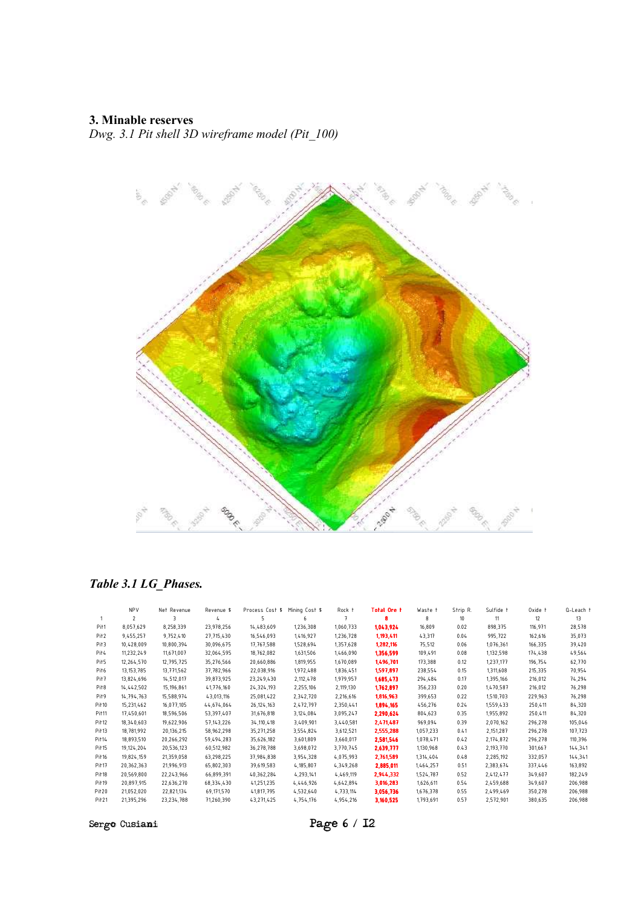## 3. Minable reserves

*Dwg. 3.1 Pit shell 3D wireframe model (Pit_100)*

### *Table 3.1 LG_Phases.*

| | NPV | Net Revenue | Revenue $ | Process Cost $ | Mining Cost $ | Rock t | **Total Ore t** | Waste t | Strip R. | Sulfide t | Oxide t | Q-Leach t |
|---|---|---|---|---|---|---|---|---|---|---|---|---|
| 1 | 2 | 3 | 4 | 5 | 6 | 7 | **8** | 8 | 10 | 11 | 12 | 13 |
| Pit1 | 8,057,629 | 8,258,339 | 23,978,256 | 14,483,609 | 1,236,308 | 1,060,733 | **1,043,924** | 16,809 | 0.02 | 898,375 | 116,971 | 28,578 |
| Pit2 | 9,455,257 | 9,752,410 | 27,715,430 | 16,546,093 | 1,416,927 | 1,236,728 | **1,193,411** | 43,317 | 0.04 | 995,722 | 162,616 | 35,073 |
| Pit3 | 10,428,009 | 10,800,394 | 30,096,675 | 17,767,588 | 1,528,694 | 1,357,628 | **1,282,116** | 75,512 | 0.06 | 1,076,361 | 166,335 | 39,420 |
| Pit4 | 11,232,249 | 11,671,007 | 32,064,595 | 18,762,082 | 1,631,506 | 1,466,090 | **1,356,599** | 109,491 | 0.08 | 1,132,598 | 174,438 | 49,564 |
| Pit5 | 12,264,570 | 12,795,725 | 35,276,566 | 20,660,886 | 1,819,955 | 1,670,089 | **1,496,701** | 173,388 | 0.12 | 1,237,177 | 196,754 | 62,770 |
| Pit6 | 13,153,785 | 13,771,562 | 37,782,966 | 22,038,916 | 1,972,488 | 1,836,451 | **1,597,897** | 238,554 | 0.15 | 1,311,608 | 215,335 | 70,954 |
| Pit7 | 13,824,696 | 14,512,017 | 39,873,925 | 23,249,430 | 2,112,478 | 1,979,957 | **1,685,473** | 294,484 | 0.17 | 1,395,166 | 216,012 | 74,294 |
| Pit8 | 14,442,502 | 15,196,861 | 41,776,160 | 24,324,193 | 2,255,106 | 2,119,130 | **1,762,897** | 356,233 | 0.20 | 1,470,587 | 216,012 | 76,298 |
| Pit9 | 14,794,763 | 15,588,974 | 43,013,116 | 25,081,422 | 2,342,720 | 2,216,616 | **1,816,963** | 399,653 | 0.22 | 1,510,703 | 229,963 | 76,298 |
| Pit10 | 15,231,462 | 16,077,105 | 44,674,064 | 26,124,163 | 2,472,797 | 2,350,441 | **1,894,165** | 456,276 | 0.24 | 1,559,433 | 250,411 | 84,320 |
| Pit11 | 17,450,601 | 18,596,506 | 53,397,407 | 31,676,818 | 3,124,084 | 3,095,247 | **2,290,624** | 804,623 | 0.35 | 1,955,892 | 250,411 | 84,320 |
| Pit12 | 18,340,603 | 19,622,906 | 57,143,226 | 34,110,418 | 3,409,901 | 3,440,581 | **2,471,487** | 969,094 | 0.39 | 2,070,162 | 296,278 | 105,046 |
| Pit13 | 18,781,992 | 20,136,215 | 58,962,298 | 35,271,258 | 3,554,824 | 3,612,521 | **2,555,288** | 1,057,233 | 0.41 | 2,151,287 | 296,278 | 107,723 |
| Pit14 | 18,893,510 | 20,266,292 | 59,494,283 | 35,626,182 | 3,601,809 | 3,660,017 | **2,581,546** | 1,078,471 | 0.42 | 2,174,872 | 296,278 | 110,396 |
| Pit15 | 19,124,204 | 20,536,123 | 60,512,982 | 36,278,788 | 3,698,072 | 3,770,745 | **2,639,777** | 1,130,968 | 0.43 | 2,193,770 | 301,667 | 144,341 |
| Pit16 | 19,824,159 | 21,359,058 | 63,298,225 | 37,984,838 | 3,954,328 | 4,075,993 | **2,761,589** | 1,314,404 | 0.48 | 2,285,192 | 332,057 | 144,341 |
| Pit17 | 20,362,363 | 21,996,913 | 65,802,303 | 39,619,583 | 4,185,807 | 4,349,268 | **2,885,011** | 1,464,257 | 0.51 | 2,383,674 | 337,446 | 163,892 |
| Pit18 | 20,569,800 | 22,243,966 | 66,899,391 | 40,362,284 | 4,293,141 | 4,469,119 | **2,944,332** | 1,524,787 | 0.52 | 2,412,477 | 349,607 | 182,249 |
| Pit19 | 20,897,915 | 22,636,270 | 68,334,430 | 41,251,235 | 4,446,926 | 4,642,894 | **3,016,283** | 1,626,611 | 0.54 | 2,459,688 | 349,607 | 206,988 |
| Pit20 | 21,052,020 | 22,821,134 | 69,171,570 | 41,817,795 | 4,532,640 | 4,733,114 | **3,056,736** | 1,676,378 | 0.55 | 2,499,469 | 350,278 | 206,988 |
| Pit21 | 21,395,296 | 23,234,788 | 71,260,390 | 43,271,425 | 4,754,176 | 4,954,216 | **3,160,525** | 1,793,691 | 0.57 | 2,572,901 | 380,635 | 206,988 |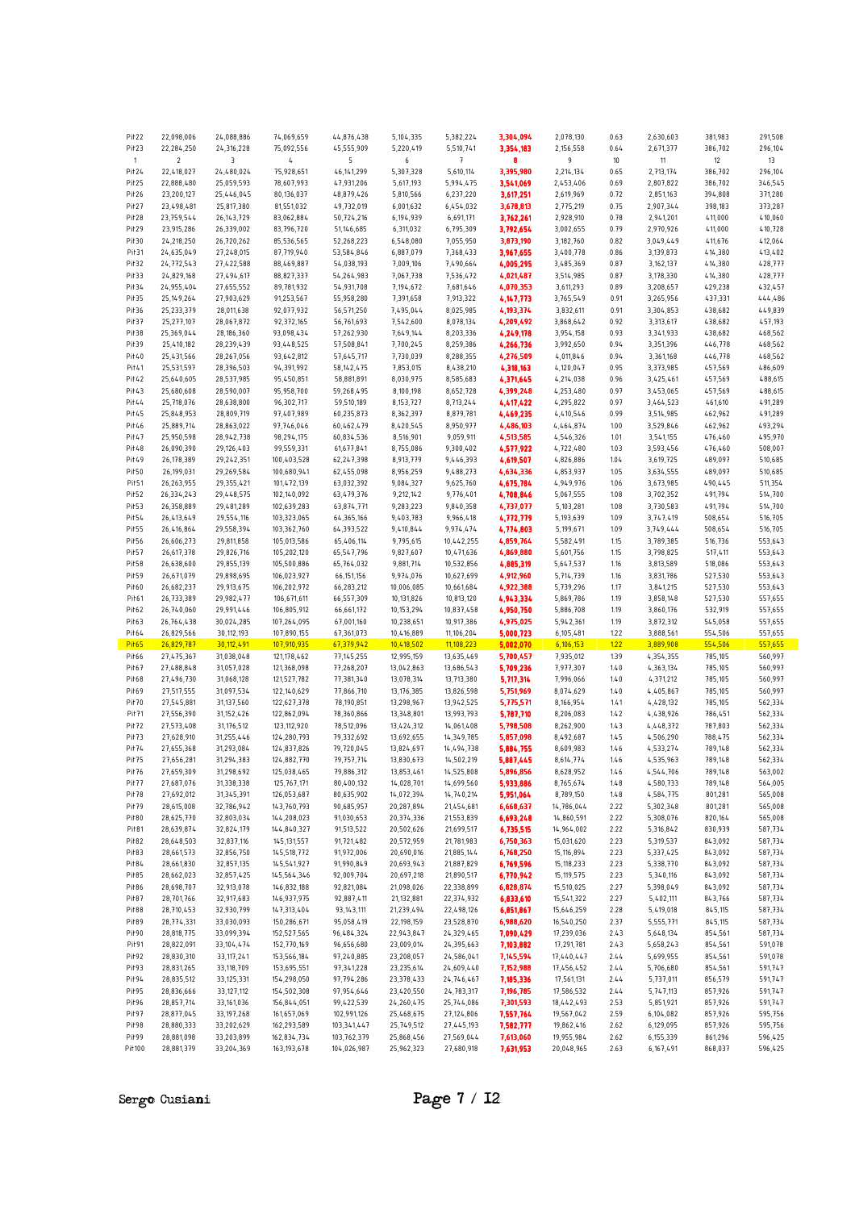| Pit22 | 22,098,006 | 24,088,886 | 74,069,659 | 44,876,438 | 5,104,335 | 5,382,224 | **3,304,094** | 2,078,130 | 0.63 | 2,630,603 | 381,983 | 291,508 |
|---|---|---|---|---|---|---|---|---|---|---|---|---|
| Pit23 | 22,284,250 | 24,316,228 | 75,092,556 | 45,555,909 | 5,220,419 | 5,510,741 | **3,354,183** | 2,156,558 | 0.64 | 2,671,377 | 386,702 | 296,104 |
| 1 | 2 | 3 | 4 | 5 | 6 | 7 | **8** | 9 | 10 | 11 | 12 | 13 |
| Pit24 | 22,418,027 | 24,480,024 | 75,928,651 | 46,141,299 | 5,307,328 | 5,610,114 | **3,395,980** | 2,214,134 | 0.65 | 2,713,174 | 386,702 | 296,104 |
| Pit25 | 22,888,480 | 25,059,593 | 78,607,993 | 47,931,206 | 5,617,193 | 5,994,475 | **3,541,069** | 2,453,406 | 0.69 | 2,807,822 | 386,702 | 346,545 |
| Pit26 | 23,200,127 | 25,446,045 | 80,136,037 | 48,879,426 | 5,810,566 | 6,237,220 | **3,617,251** | 2,619,969 | 0.72 | 2,851,163 | 394,808 | 371,280 |
| Pit27 | 23,498,481 | 25,817,380 | 81,551,032 | 49,732,019 | 6,001,632 | 6,454,032 | **3,678,813** | 2,775,219 | 0.75 | 2,907,344 | 398,183 | 373,287 |
| Pit28 | 23,759,544 | 26,143,729 | 83,062,884 | 50,724,216 | 6,194,939 | 6,691,171 | **3,762,261** | 2,928,910 | 0.78 | 2,941,201 | 411,000 | 410,060 |
| Pit29 | 23,915,286 | 26,339,002 | 83,796,720 | 51,146,685 | 6,311,032 | 6,795,309 | **3,792,654** | 3,002,655 | 0.79 | 2,970,926 | 411,000 | 410,728 |
| Pit30 | 24,218,250 | 26,720,262 | 85,536,565 | 52,268,223 | 6,548,080 | 7,055,950 | **3,873,190** | 3,182,760 | 0.82 | 3,049,449 | 411,676 | 412,064 |
| Pit31 | 24,635,049 | 27,248,015 | 87,719,940 | 53,584,846 | 6,887,079 | 7,368,433 | **3,967,655** | 3,400,778 | 0.86 | 3,139,873 | 414,380 | 413,402 |
| Pit32 | 24,772,543 | 27,422,588 | 88,469,887 | 54,038,193 | 7,009,106 | 7,490,664 | **4,005,295** | 3,485,369 | 0.87 | 3,162,137 | 414,380 | 428,777 |
| Pit33 | 24,829,168 | 27,494,617 | 88,827,337 | 54,264,983 | 7,067,738 | 7,536,472 | **4,021,487** | 3,514,985 | 0.87 | 3,178,330 | 414,380 | 428,777 |
| Pit34 | 24,955,404 | 27,655,552 | 89,781,932 | 54,931,708 | 7,194,672 | 7,681,646 | **4,070,353** | 3,611,293 | 0.89 | 3,208,657 | 429,238 | 432,457 |
| Pit35 | 25,149,264 | 27,903,629 | 91,253,567 | 55,958,280 | 7,391,658 | 7,913,322 | **4,147,773** | 3,765,549 | 0.91 | 3,265,956 | 437,331 | 444,486 |
| Pit36 | 25,233,379 | 28,011,638 | 92,077,932 | 56,571,250 | 7,495,044 | 8,025,985 | **4,193,374** | 3,832,611 | 0.91 | 3,304,853 | 438,682 | 449,839 |
| Pit37 | 25,277,107 | 28,067,872 | 92,372,165 | 56,761,693 | 7,542,600 | 8,078,134 | **4,209,492** | 3,868,642 | 0.92 | 3,313,617 | 438,682 | 457,193 |
| Pit38 | 25,369,044 | 28,186,360 | 93,098,434 | 57,262,930 | 7,649,144 | 8,203,336 | **4,249,178** | 3,954,158 | 0.93 | 3,341,933 | 438,682 | 468,562 |
| Pit39 | 25,410,182 | 28,239,439 | 93,448,525 | 57,508,841 | 7,700,245 | 8,259,386 | **4,266,736** | 3,992,650 | 0.94 | 3,351,396 | 446,778 | 468,562 |
| Pit40 | 25,431,566 | 28,267,056 | 93,642,812 | 57,645,717 | 7,730,039 | 8,288,355 | **4,276,509** | 4,011,846 | 0.94 | 3,361,168 | 446,778 | 468,562 |
| Pit41 | 25,531,597 | 28,396,503 | 94,391,992 | 58,142,475 | 7,853,015 | 8,438,210 | **4,318,163** | 4,120,047 | 0.95 | 3,373,985 | 457,569 | 486,609 |
| Pit42 | 25,640,605 | 28,537,985 | 95,450,851 | 58,881,891 | 8,030,975 | 8,585,683 | **4,371,645** | 4,214,038 | 0.96 | 3,425,461 | 457,569 | 488,615 |
| Pit43 | 25,680,608 | 28,590,007 | 95,958,700 | 59,268,495 | 8,100,198 | 8,652,728 | **4,399,248** | 4,253,480 | 0.97 | 3,453,065 | 457,569 | 488,615 |
| Pit44 | 25,718,076 | 28,638,800 | 96,302,717 | 59,510,189 | 8,153,727 | 8,713,244 | **4,417,422** | 4,295,822 | 0.97 | 3,464,523 | 461,610 | 491,289 |
| Pit45 | 25,848,953 | 28,809,719 | 97,407,989 | 60,235,873 | 8,362,397 | 8,879,781 | **4,469,235** | 4,410,546 | 0.99 | 3,514,985 | 462,962 | 491,289 |
| Pit46 | 25,889,714 | 28,863,022 | 97,746,046 | 60,462,479 | 8,420,545 | 8,950,977 | **4,486,103** | 4,464,874 | 1.00 | 3,529,846 | 462,962 | 493,294 |
| Pit47 | 25,950,598 | 28,942,738 | 98,294,175 | 60,834,536 | 8,516,901 | 9,059,911 | **4,513,585** | 4,546,326 | 1.01 | 3,541,155 | 476,460 | 495,970 |
| Pit48 | 26,090,390 | 29,126,403 | 99,559,331 | 61,677,841 | 8,755,086 | 9,300,402 | **4,577,922** | 4,722,480 | 1.03 | 3,593,456 | 476,460 | 508,007 |
| Pit49 | 26,178,389 | 29,242,351 | 100,403,528 | 62,247,398 | 8,913,779 | 9,446,393 | **4,619,507** | 4,826,886 | 1.04 | 3,619,725 | 489,097 | 510,685 |
| Pit50 | 26,199,031 | 29,269,584 | 100,680,941 | 62,455,098 | 8,956,259 | 9,488,273 | **4,634,336** | 4,853,937 | 1.05 | 3,634,555 | 489,097 | 510,685 |
| Pit51 | 26,263,955 | 29,355,421 | 101,472,139 | 63,032,392 | 9,084,327 | 9,625,760 | **4,675,784** | 4,949,976 | 1.06 | 3,673,985 | 490,445 | 511,354 |
| Pit52 | 26,334,243 | 29,448,575 | 102,140,092 | 63,479,376 | 9,212,142 | 9,776,401 | **4,708,846** | 5,067,555 | 1.08 | 3,702,352 | 491,794 | 514,700 |
| Pit53 | 26,358,889 | 29,481,289 | 102,639,283 | 63,874,771 | 9,283,223 | 9,840,358 | **4,737,077** | 5,103,281 | 1.08 | 3,730,583 | 491,794 | 514,700 |
| Pit54 | 26,413,649 | 29,554,116 | 103,323,065 | 64,365,166 | 9,403,783 | 9,966,418 | **4,772,779** | 5,193,639 | 1.09 | 3,747,419 | 508,654 | 516,705 |
| Pit55 | 26,416,864 | 29,558,394 | 103,362,760 | 64,393,522 | 9,410,844 | 9,974,474 | **4,774,803** | 5,199,671 | 1.09 | 3,749,444 | 508,654 | 516,705 |
| Pit56 | 26,606,273 | 29,811,858 | 105,013,586 | 65,406,114 | 9,795,615 | 10,442,255 | **4,859,764** | 5,582,491 | 1.15 | 3,789,385 | 516,736 | 553,643 |
| Pit57 | 26,617,378 | 29,826,716 | 105,202,120 | 65,547,796 | 9,827,607 | 10,471,636 | **4,869,880** | 5,601,756 | 1.15 | 3,798,825 | 517,411 | 553,643 |
| Pit58 | 26,638,600 | 29,855,139 | 105,500,886 | 65,764,032 | 9,881,714 | 10,532,856 | **4,885,319** | 5,647,537 | 1.16 | 3,813,589 | 518,086 | 553,643 |
| Pit59 | 26,671,079 | 29,898,695 | 106,023,927 | 66,151,156 | 9,974,076 | 10,627,699 | **4,912,960** | 5,714,739 | 1.16 | 3,831,786 | 527,530 | 553,643 |
| Pit60 | 26,682,237 | 29,913,675 | 106,202,972 | 66,283,212 | 10,006,085 | 10,661,684 | **4,922,388** | 5,739,296 | 1.17 | 3,841,215 | 527,530 | 553,643 |
| Pit61 | 26,733,389 | 29,982,477 | 106,671,611 | 66,557,309 | 10,131,826 | 10,813,120 | **4,943,334** | 5,869,786 | 1.19 | 3,858,148 | 527,530 | 557,655 |
| Pit62 | 26,740,060 | 29,991,446 | 106,805,912 | 66,661,172 | 10,153,294 | 10,837,458 | **4,950,750** | 5,886,708 | 1.19 | 3,860,176 | 532,919 | 557,655 |
| Pit63 | 26,764,438 | 30,024,285 | 107,264,095 | 67,001,160 | 10,238,651 | 10,917,386 | **4,975,025** | 5,942,361 | 1.19 | 3,872,312 | 545,058 | 557,655 |
| Pit64 | 26,829,566 | 30,112,193 | 107,890,155 | 67,361,073 | 10,416,889 | 11,106,204 | **5,000,723** | 6,105,481 | 1.22 | 3,888,561 | 554,506 | 557,655 |
| Pit65 | 26,829,787 | 30,112,491 | 107,910,935 | 67,379,942 | 10,418,502 | 11,108,223 | **5,002,070** | 6,106,153 | 1.22 | 3,889,908 | 554,506 | 557,655 |
| Pit66 | 27,475,367 | 31,038,048 | 121,178,462 | 77,145,255 | 12,995,159 | 13,635,469 | **5,700,457** | 7,935,012 | 1.39 | 4,354,355 | 785,105 | 560,997 |
| Pit67 | 27,488,848 | 31,057,028 | 121,368,098 | 77,268,207 | 13,042,863 | 13,686,543 | **5,709,236** | 7,977,307 | 1.40 | 4,363,134 | 785,105 | 560,997 |
| Pit68 | 27,496,730 | 31,068,128 | 121,527,782 | 77,381,340 | 13,078,314 | 13,713,380 | **5,717,314** | 7,996,066 | 1.40 | 4,371,212 | 785,105 | 560,997 |
| Pit69 | 27,517,555 | 31,097,534 | 122,140,629 | 77,866,710 | 13,176,385 | 13,826,598 | **5,751,969** | 8,074,629 | 1.40 | 4,405,867 | 785,105 | 560,997 |
| Pit70 | 27,545,881 | 31,137,560 | 122,627,378 | 78,190,851 | 13,298,967 | 13,942,525 | **5,775,571** | 8,166,954 | 1.41 | 4,428,132 | 785,105 | 562,334 |
| Pit71 | 27,556,390 | 31,152,426 | 122,862,094 | 78,360,866 | 13,348,801 | 13,993,793 | **5,787,710** | 8,206,083 | 1.42 | 4,438,926 | 786,451 | 562,334 |
| Pit72 | 27,573,408 | 31,176,512 | 123,112,920 | 78,512,096 | 13,424,312 | 14,061,408 | **5,798,508** | 8,262,900 | 1.43 | 4,448,372 | 787,803 | 562,334 |
| Pit73 | 27,628,910 | 31,255,446 | 124,280,793 | 79,332,692 | 13,692,655 | 14,349,785 | **5,857,098** | 8,492,687 | 1.45 | 4,506,290 | 788,475 | 562,334 |
| Pit74 | 27,655,368 | 31,293,084 | 124,837,826 | 79,720,045 | 13,824,697 | 14,494,738 | **5,884,755** | 8,609,983 | 1.46 | 4,533,274 | 789,148 | 562,334 |
| Pit75 | 27,656,281 | 31,294,383 | 124,882,770 | 79,757,714 | 13,830,673 | 14,502,219 | **5,887,445** | 8,614,774 | 1.46 | 4,535,963 | 789,148 | 562,334 |
| Pit76 | 27,659,309 | 31,298,692 | 125,038,465 | 79,886,312 | 13,853,461 | 14,525,808 | **5,896,856** | 8,628,952 | 1.46 | 4,544,706 | 789,148 | 563,002 |
| Pit77 | 27,687,076 | 31,338,338 | 125,767,171 | 80,400,132 | 14,028,701 | 14,699,560 | **5,933,886** | 8,765,674 | 1.48 | 4,580,733 | 789,148 | 564,005 |
| Pit78 | 27,692,012 | 31,345,391 | 126,053,687 | 80,635,902 | 14,072,394 | 14,740,214 | **5,951,064** | 8,789,150 | 1.48 | 4,584,775 | 801,281 | 565,008 |
| Pit79 | 28,615,008 | 32,786,942 | 143,760,793 | 90,685,957 | 20,287,894 | 21,454,681 | **6,668,637** | 14,786,044 | 2.22 | 5,302,348 | 801,281 | 565,008 |
| Pit80 | 28,625,770 | 32,803,034 | 144,208,023 | 91,030,653 | 20,374,336 | 21,553,839 | **6,693,248** | 14,860,591 | 2.22 | 5,308,076 | 820,164 | 565,008 |
| Pit81 | 28,639,874 | 32,824,179 | 144,840,327 | 91,513,522 | 20,502,626 | 21,699,517 | **6,735,515** | 14,964,002 | 2.22 | 5,316,842 | 830,939 | 587,734 |
| Pit82 | 28,648,503 | 32,837,116 | 145,131,557 | 91,721,482 | 20,572,959 | 21,781,983 | **6,750,363** | 15,031,620 | 2.23 | 5,319,537 | 843,092 | 587,734 |
| Pit83 | 28,661,573 | 32,856,750 | 145,518,772 | 91,972,006 | 20,690,016 | 21,885,144 | **6,768,250** | 15,116,894 | 2.23 | 5,337,425 | 843,092 | 587,734 |
| Pit84 | 28,661,830 | 32,857,135 | 145,541,927 | 91,990,849 | 20,693,943 | 21,887,829 | **6,769,596** | 15,118,233 | 2.23 | 5,338,770 | 843,092 | 587,734 |
| Pit85 | 28,662,023 | 32,857,425 | 145,564,346 | 92,009,704 | 20,697,218 | 21,890,517 | **6,770,942** | 15,119,575 | 2.23 | 5,340,116 | 843,092 | 587,734 |
| Pit86 | 28,698,707 | 32,913,078 | 146,832,188 | 92,821,084 | 21,098,026 | 22,338,899 | **6,828,874** | 15,510,025 | 2.27 | 5,398,049 | 843,092 | 587,734 |
| Pit87 | 28,701,766 | 32,917,683 | 146,937,975 | 92,887,411 | 21,132,881 | 22,374,932 | **6,833,610** | 15,541,322 | 2.27 | 5,402,111 | 843,766 | 587,734 |
| Pit88 | 28,710,453 | 32,930,799 | 147,313,404 | 93,143,111 | 21,239,494 | 22,498,126 | **6,851,867** | 15,646,259 | 2.28 | 5,419,018 | 845,115 | 587,734 |
| Pit89 | 28,774,331 | 33,030,093 | 150,286,671 | 95,058,419 | 22,198,159 | 23,528,870 | **6,988,620** | 16,540,250 | 2.37 | 5,555,771 | 845,115 | 587,734 |
| Pit90 | 28,818,775 | 33,099,394 | 152,527,565 | 96,484,324 | 22,943,847 | 24,329,465 | **7,090,429** | 17,239,036 | 2.43 | 5,648,134 | 854,561 | 587,734 |
| Pit91 | 28,822,091 | 33,104,474 | 152,770,169 | 96,656,680 | 23,009,014 | 24,395,663 | **7,103,882** | 17,291,781 | 2.43 | 5,658,243 | 854,561 | 591,078 |
| Pit92 | 28,830,310 | 33,117,241 | 153,566,184 | 97,240,885 | 23,208,057 | 24,586,041 | **7,145,594** | 17,440,447 | 2.44 | 5,699,955 | 854,561 | 591,078 |
| Pit93 | 28,831,265 | 33,118,709 | 153,695,551 | 97,341,228 | 23,235,614 | 24,609,440 | **7,152,988** | 17,456,452 | 2.44 | 5,706,680 | 854,561 | 591,747 |
| Pit94 | 28,835,512 | 33,125,331 | 154,298,050 | 97,794,286 | 23,378,433 | 24,746,467 | **7,185,336** | 17,561,131 | 2.44 | 5,737,011 | 856,579 | 591,747 |
| Pit95 | 28,836,666 | 33,127,112 | 154,502,308 | 97,954,646 | 23,420,550 | 24,783,317 | **7,196,785** | 17,586,532 | 2.44 | 5,747,113 | 857,926 | 591,747 |
| Pit96 | 28,857,714 | 33,161,036 | 156,844,051 | 99,422,539 | 24,260,475 | 25,744,086 | **7,301,593** | 18,442,493 | 2.53 | 5,851,921 | 857,926 | 591,747 |
| Pit97 | 28,877,045 | 33,197,268 | 161,657,069 | 102,991,126 | 25,468,675 | 27,124,806 | **7,557,764** | 19,567,042 | 2.59 | 6,104,082 | 857,926 | 595,756 |
| Pit98 | 28,880,333 | 33,202,629 | 162,293,589 | 103,341,447 | 25,749,512 | 27,445,193 | **7,582,777** | 19,862,416 | 2.62 | 6,129,095 | 857,926 | 595,756 |
| Pit99 | 28,881,098 | 33,203,899 | 162,834,734 | 103,762,379 | 25,868,456 | 27,569,044 | **7,613,060** | 19,955,984 | 2.62 | 6,155,339 | 861,296 | 596,425 |
| Pit100 | 28,881,379 | 33,204,369 | 163,193,678 | 104,026,987 | 25,962,323 | 27,680,918 | **7,631,953** | 20,048,965 | 2.63 | 6,167,491 | 868,037 | 596,425 |

Sergo Cusiani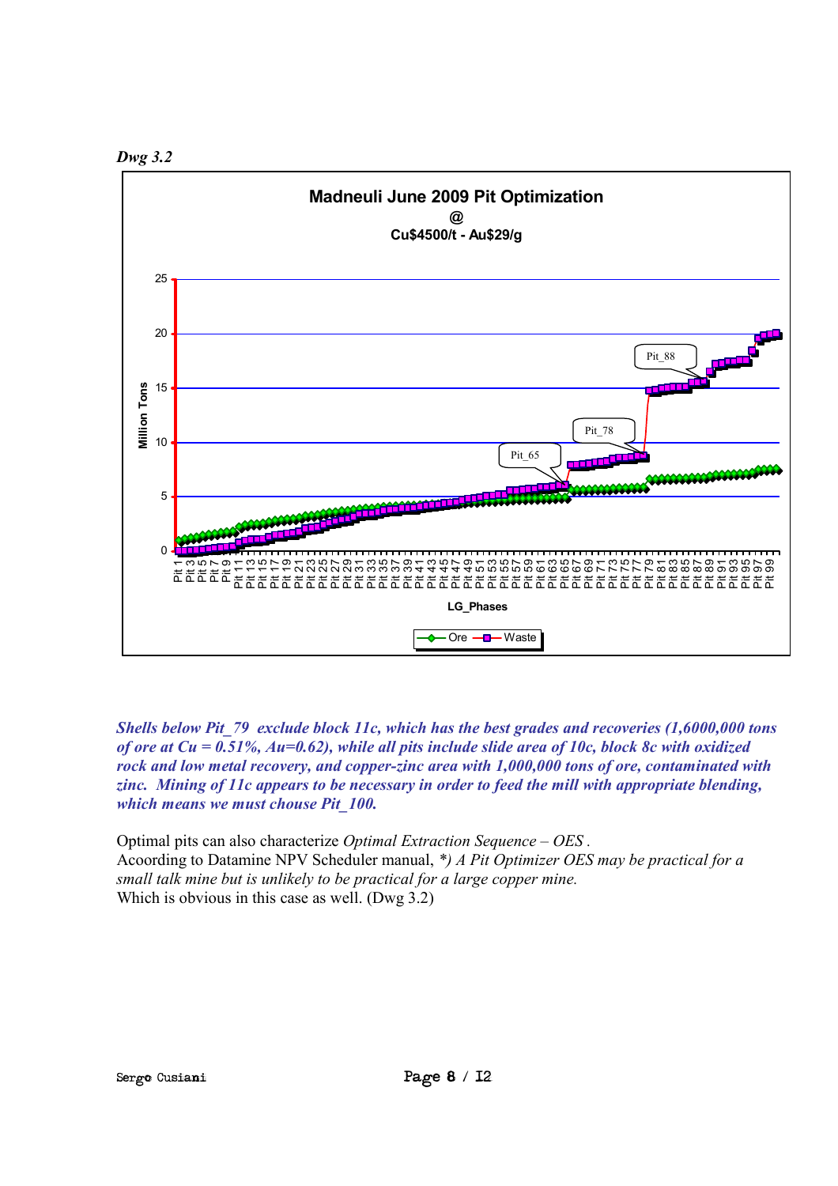*Dwg 3.2*

**Madneuli June 2009 Pit Optimization**
**@**
**Cu$4500/t - Au$29/g**

***Shells below Pit_79 exclude block 11c, which has the best grades and recoveries (1,6000,000 tons of ore at Cu = 0.51%, Au=0.62), while all pits include slide area of 10c, block 8c with oxidized rock and low metal recovery, and copper-zinc area with 1,000,000 tons of ore, contaminated with zinc. Mining of 11c appears to be necessary in order to feed the mill with appropriate blending, which means we must chouse Pit_100.***

Optimal pits can also characterize *Optimal Extraction Sequence – OES* .
Acoording to Datamine NPV Scheduler manual, *\*) A Pit Optimizer OES may be practical for a small talk mine but is unlikely to be practical for a large copper mine.*
Which is obvious in this case as well. (Dwg 3.2)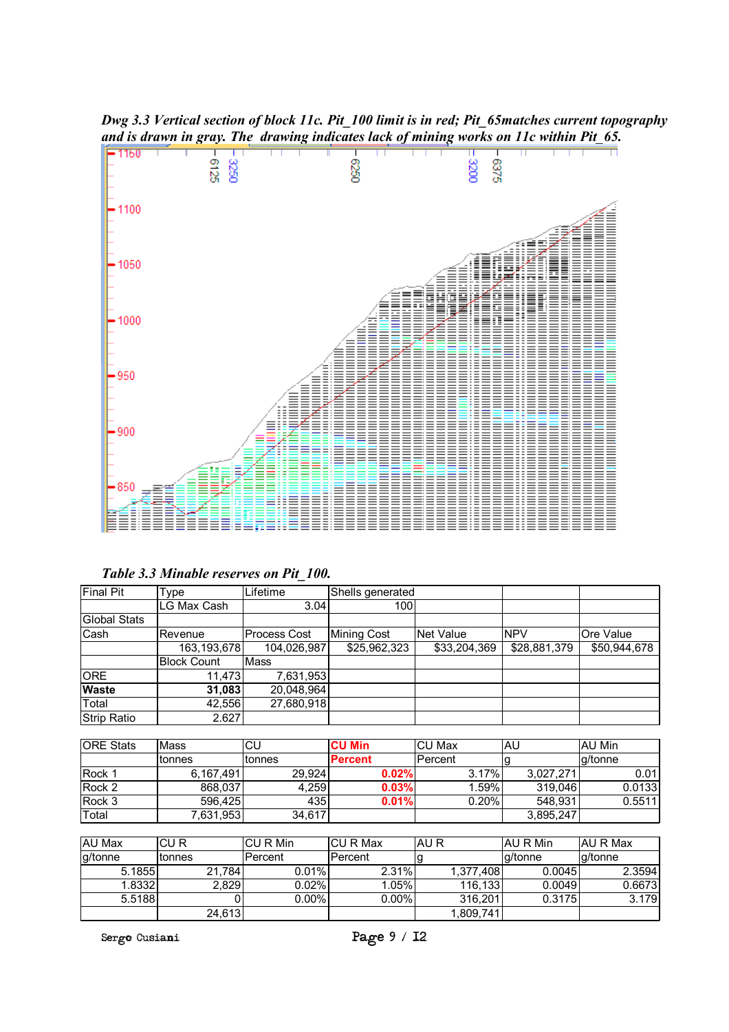*Dwg 3.3 Vertical section of block 11c. Pit_100 limit is in red; Pit_65matches current topography and is drawn in gray. The drawing indicates lack of mining works on 11c within Pit_65.*

*Table 3.3 Minable reserves on Pit_100.*

| Final Pit | Type | Lifetime | Shells generated | | | |
|---|---|---|---|---|---|---|
| | LG Max Cash | 3.04 | 100 | | | |
| Global Stats | | | | | | |
| Cash | Revenue | Process Cost | Mining Cost | Net Value | NPV | Ore Value |
| | 163,193,678 | 104,026,987 | $25,962,323 | $33,204,369 | $28,881,379 | $50,944,678 |
| | Block Count | Mass | | | | |
| ORE | 11,473 | 7,631,953 | | | | |
| **Waste** | **31,083** | 20,048,964 | | | | |
| Total | 42,556 | 27,680,918 | | | | |
| Strip Ratio | 2.627 | | | | | |

| ORE Stats | Mass | CU | CU Min | CU Max | AU | AU Min |
|---|---|---|---|---|---|---|
| | tonnes | tonnes | Percent | Percent | g | g/tonne |
| Rock 1 | 6,167,491 | 29,924 | 0.02% | 3.17% | 3,027,271 | 0.01 |
| Rock 2 | 868,037 | 4,259 | 0.03% | 1.59% | 319,046 | 0.0133 |
| Rock 3 | 596,425 | 435 | 0.01% | 0.20% | 548,931 | 0.5511 |
| Total | 7,631,953 | 34,617 | | | 3,895,247 | |

| AU Max | CU R | CU R Min | CU R Max | AU R | AU R Min | AU R Max |
|---|---|---|---|---|---|---|
| g/tonne | tonnes | Percent | Percent | g | g/tonne | g/tonne |
| 5.1855 | 21,784 | 0.01% | 2.31% | 1,377,408 | 0.0045 | 2.3594 |
| 1.8332 | 2,829 | 0.02% | 1.05% | 116,133 | 0.0049 | 0.6673 |
| 5.5188 | 0 | 0.00% | 0.00% | 316,201 | 0.3175 | 3.179 |
| | 24,613 | | | 1,809,741 | | |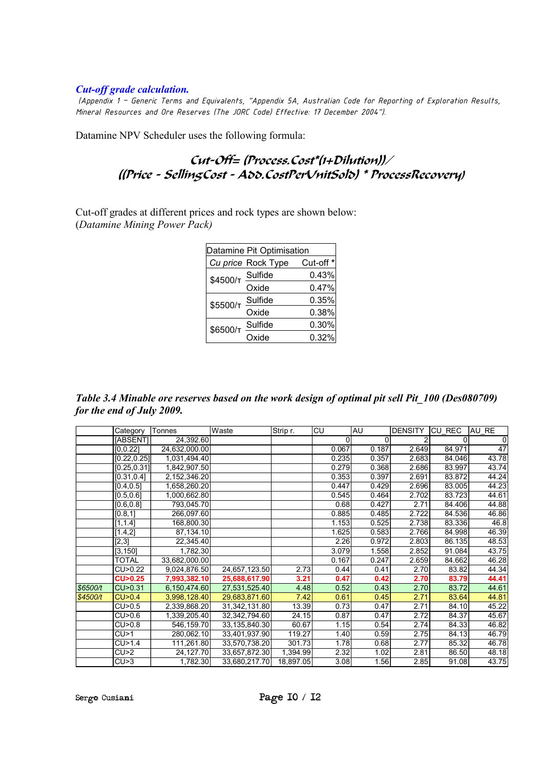### *Cut-off grade calculation.*

*(Appendix 1 – Generic Terms and Equivalents, "Appendix 5A, Australian Code for Reporting of Exploration Results, Mineral Resources and Ore Reserves (The JORC Code) Effective: 17 December 2004").*

Datamine NPV Scheduler uses the following formula:

$$Cut\text{-}Off = (Process.Cost*(1+Dilution)) / ((Price - SellingCost - Add.CostPerUnitSold) * ProcessRecovery)$$

Cut-off grades at different prices and rock types are shown below:
(*Datamine Mining Power Pack*)

| Datamine Pit Optimisation | | |
|---|---|---|
| *Cu price* | Rock Type | Cut-off * |
| $4500/т | Sulfide | 0.43% |
| | Oxide | 0.47% |
| $5500/т | Sulfide | 0.35% |
| | Oxide | 0.38% |
| $6500/т | Sulfide | 0.30% |
| | Oxide | 0.32% |

***Table 3.4 Minable ore reserves based on the work design of optimal pit sell Pit_100 (Des080709) for the end of July 2009.***

| | Category | Tonnes | Waste | Strip r. | CU | AU | DENSITY | CU_REC | AU_RE |
|---|---|---|---|---|---|---|---|---|---|
| | [ABSENT] | 24,392.60 | | | 0 | 0 | 2 | 0 | 0 |
| | [0,0.22] | 24,632,000.00 | | | 0.067 | 0.187 | 2.649 | 84.971 | 47 |
| | [0.22,0.25] | 1,031,494.40 | | | 0.235 | 0.357 | 2.683 | 84.046 | 43.78 |
| | [0.25,0.31] | 1,842,907.50 | | | 0.279 | 0.368 | 2.686 | 83.997 | 43.74 |
| | [0.31,0.4] | 2,152,346.20 | | | 0.353 | 0.397 | 2.691 | 83.872 | 44.24 |
| | [0.4,0.5] | 1,658,260.20 | | | 0.447 | 0.429 | 2.696 | 83.005 | 44.23 |
| | [0.5,0.6] | 1,000,662.80 | | | 0.545 | 0.464 | 2.702 | 83.723 | 44.61 |
| | [0.6,0.8] | 793,045.70 | | | 0.68 | 0.427 | 2.71 | 84.406 | 44.88 |
| | [0.8,1] | 266,097.60 | | | 0.885 | 0.485 | 2.722 | 84.536 | 46.86 |
| | [1,1.4] | 168,800.30 | | | 1.153 | 0.525 | 2.738 | 83.336 | 46.8 |
| | [1.4,2] | 87,134.10 | | | 1.625 | 0.583 | 2.766 | 84.998 | 46.39 |
| | [2,3] | 22,345.40 | | | 2.26 | 0.972 | 2.803 | 86.135 | 48.53 |
| | [3,150] | 1,782.30 | | | 3.079 | 1.558 | 2.852 | 91.084 | 43.75 |
| | TOTAL | 33,682,000.00 | | | 0.167 | 0.247 | 2.659 | 84.662 | 46.28 |
| | CU>0.22 | 9,024,876.50 | 24,657,123.50 | 2.73 | 0.44 | 0.41 | 2.70 | 83.82 | 44.34 |
| | **CU>0.25** | **7,993,382.10** | **25,688,617.90** | **3.21** | **0.47** | **0.42** | **2.70** | **83.79** | **44.41** |
| *$6500/t* | CU>0.31 | 6,150,474.60 | 27,531,525.40 | 4.48 | 0.52 | 0.43 | 2.70 | 83.72 | 44.61 |
| *$4500/t* | CU>0.4 | 3,998,128.40 | 29,683,871.60 | 7.42 | 0.61 | 0.45 | 2.71 | 83.64 | 44.81 |
| | CU>0.5 | 2,339,868.20 | 31,342,131.80 | 13.39 | 0.73 | 0.47 | 2.71 | 84.10 | 45.22 |
| | CU>0.6 | 1,339,205.40 | 32,342,794.60 | 24.15 | 0.87 | 0.47 | 2.72 | 84.37 | 45.67 |
| | CU>0.8 | 546,159.70 | 33,135,840.30 | 60.67 | 1.15 | 0.54 | 2.74 | 84.33 | 46.82 |
| | CU>1 | 280,062.10 | 33,401,937.90 | 119.27 | 1.40 | 0.59 | 2.75 | 84.13 | 46.79 |
| | CU>1.4 | 111,261.80 | 33,570,738.20 | 301.73 | 1.78 | 0.68 | 2.77 | 85.32 | 46.78 |
| | CU>2 | 24,127.70 | 33,657,872.30 | 1,394.99 | 2.32 | 1.02 | 2.81 | 86.50 | 48.18 |
| | CU>3 | 1,782.30 | 33,680,217.70 | 18,897.05 | 3.08 | 1.56 | 2.85 | 91.08 | 43.75 |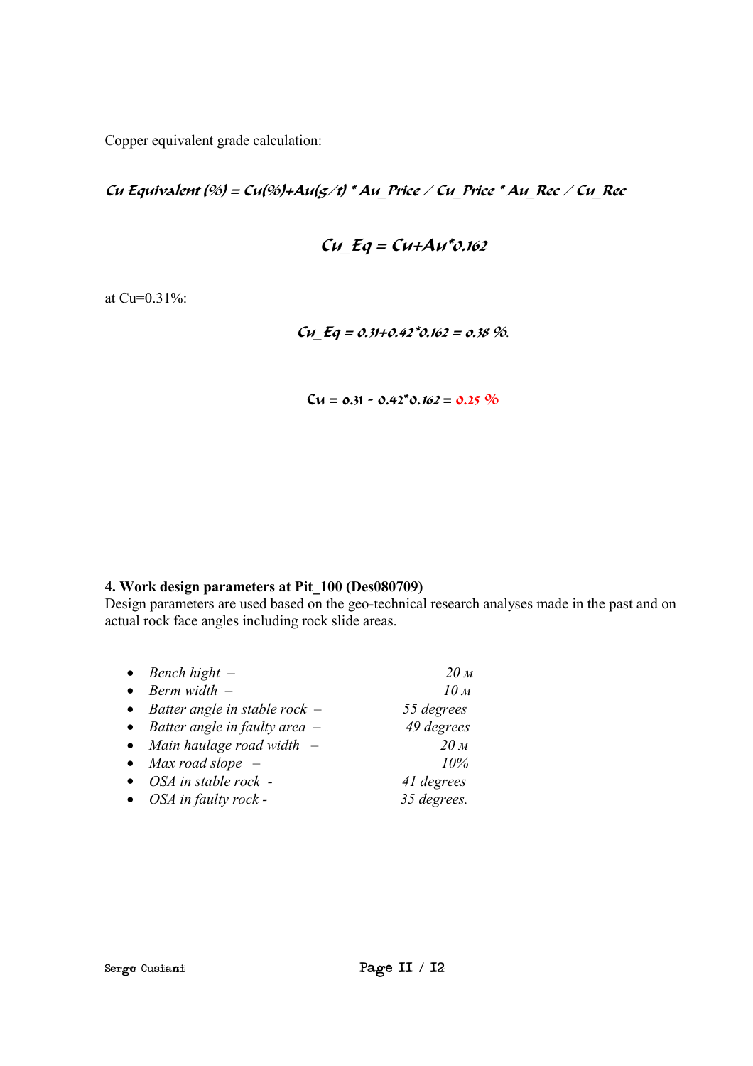Copper equivalent grade calculation:

$$Cu\ Equivalent\ (\%) = Cu(\%) + Au(g/t) * Au\_Price / Cu\_Price * Au\_Rec / Cu\_Rec$$

$$Cu\_Eq = Cu + Au*0.162$$

at Cu=0.31%:

$$Cu\_Eq = 0.31 + 0.42*0.162 = 0.38\ \%.$$

$$Cu = 0.31 - 0.42*0.162 = 0.25\ \%$$

**4. Work design parameters at Pit_100 (Des080709)**

Design parameters are used based on the geo-technical research analyses made in the past and on actual rock face angles including rock slide areas.

- *Bench hight –* *20 м*
- *Berm width –* *10 м*
- *Batter angle in stable rock –* *55 degrees*
- *Batter angle in faulty area –* *49 degrees*
- *Main haulage road width –* *20 м*
- *Max road slope –* *10%*
- *OSA in stable rock -* *41 degrees*
- *OSA in faulty rock -* *35 degrees.*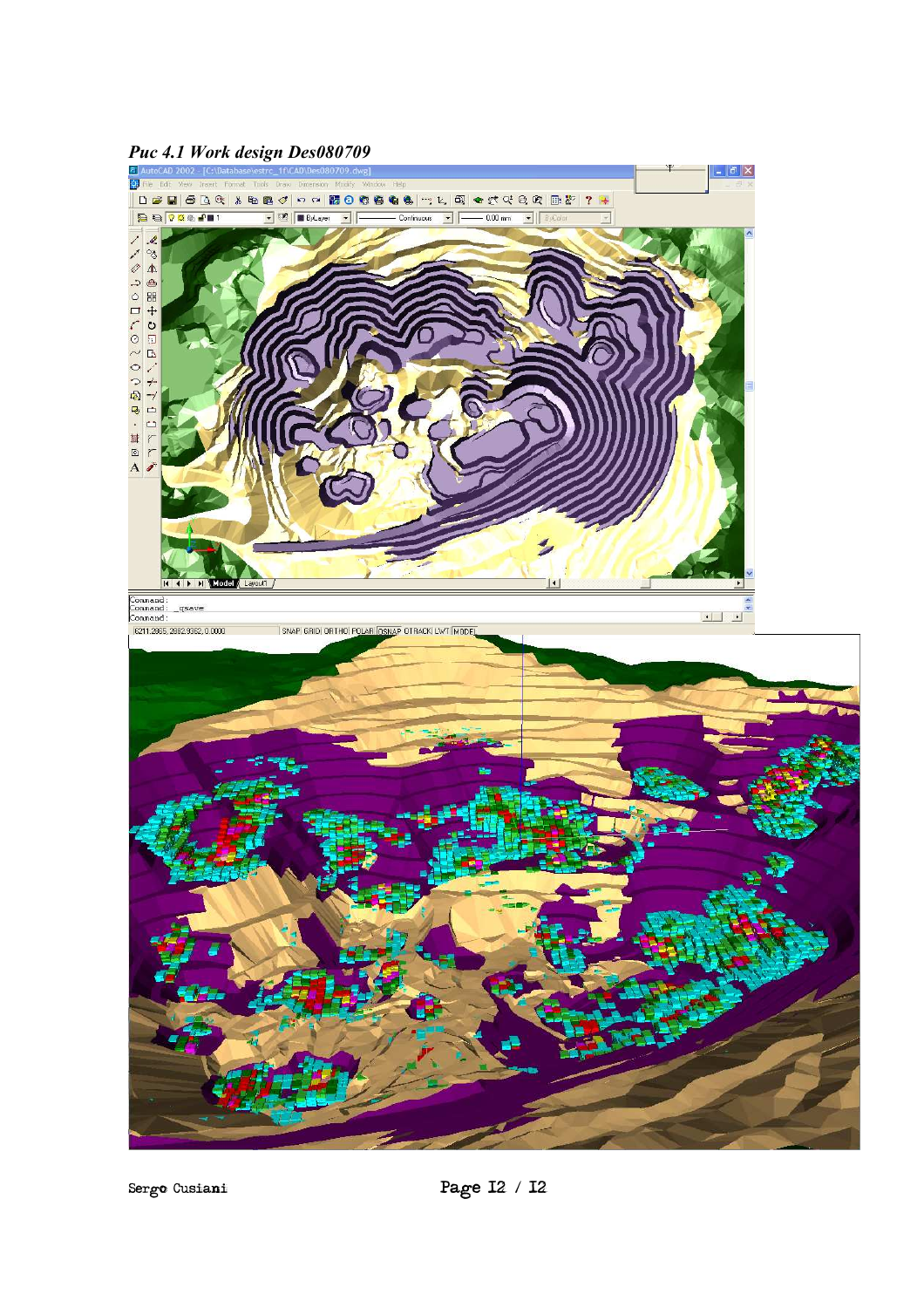*Puc 4.1 Work design Des080709*